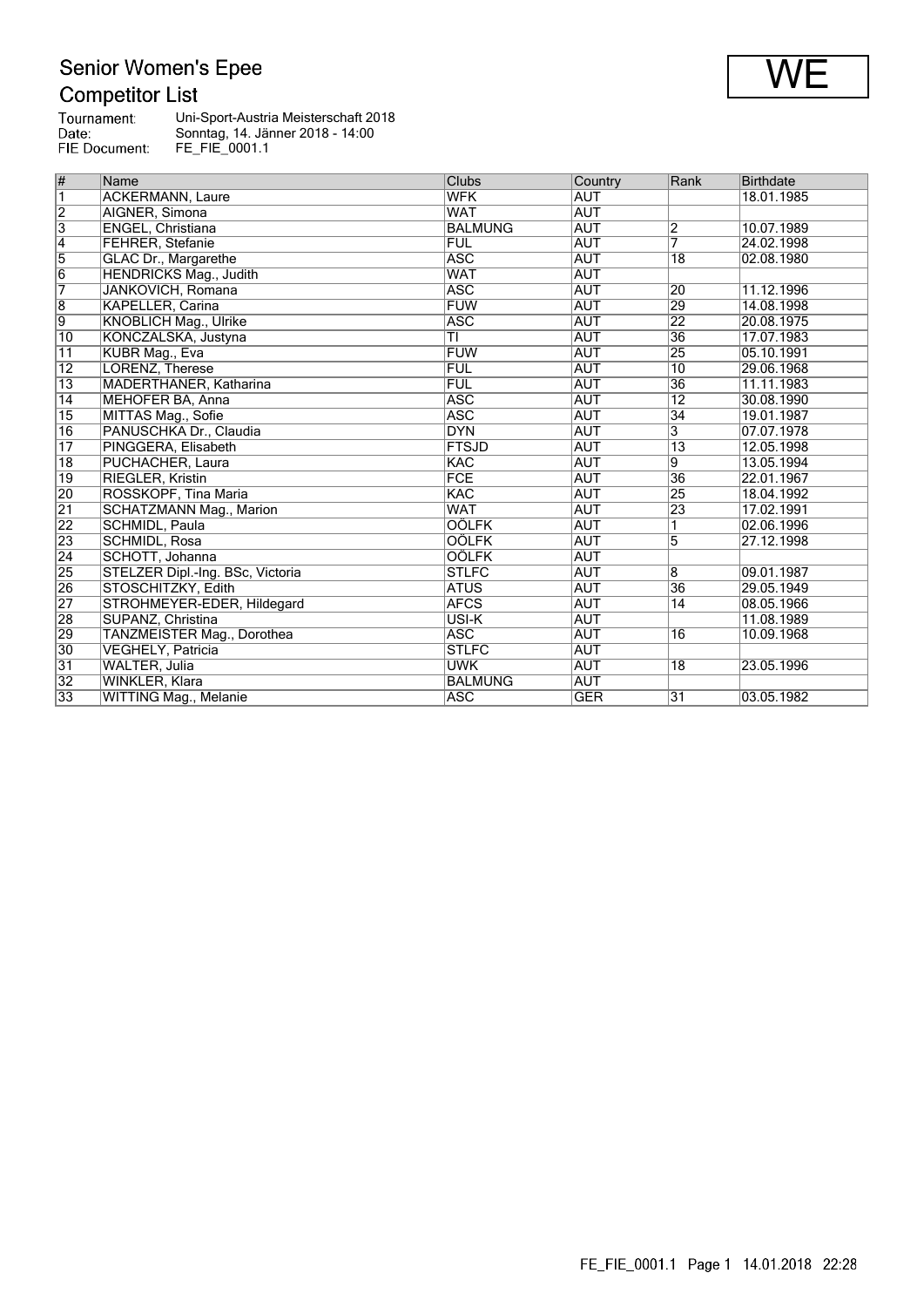# Senior Women's Epee

## Competitor List

WE

Tournament: Uni-Sport-Austria Meisterschaft 2018
Date: Sonntag, 14. Jänner 2018 - 14:00
FIE Document: FE_FIE_0001.1

| # | Name | Clubs | Country | Rank | Birthdate |
|---|---|---|---|---|---|
| 1 | ACKERMANN, Laure | WFK | AUT | | 18.01.1985 |
| 2 | AIGNER, Simona | WAT | AUT | | |
| 3 | ENGEL, Christiana | BALMUNG | AUT | 2 | 10.07.1989 |
| 4 | FEHRER, Stefanie | FUL | AUT | 7 | 24.02.1998 |
| 5 | GLAC Dr., Margarethe | ASC | AUT | 18 | 02.08.1980 |
| 6 | HENDRICKS Mag., Judith | WAT | AUT | | |
| 7 | JANKOVICH, Romana | ASC | AUT | 20 | 11.12.1996 |
| 8 | KAPELLER, Carina | FUW | AUT | 29 | 14.08.1998 |
| 9 | KNOBLICH Mag., Ulrike | ASC | AUT | 22 | 20.08.1975 |
| 10 | KONCZALSKA, Justyna | TI | AUT | 36 | 17.07.1983 |
| 11 | KUBR Mag., Eva | FUW | AUT | 25 | 05.10.1991 |
| 12 | LORENZ, Therese | FUL | AUT | 10 | 29.06.1968 |
| 13 | MADERTHANER, Katharina | FUL | AUT | 36 | 11.11.1983 |
| 14 | MEHOFER BA, Anna | ASC | AUT | 12 | 30.08.1990 |
| 15 | MITTAS Mag., Sofie | ASC | AUT | 34 | 19.01.1987 |
| 16 | PANUSCHKA Dr., Claudia | DYN | AUT | 3 | 07.07.1978 |
| 17 | PINGGERA, Elisabeth | FTSJD | AUT | 13 | 12.05.1998 |
| 18 | PUCHACHER, Laura | KAC | AUT | 9 | 13.05.1994 |
| 19 | RIEGLER, Kristin | FCE | AUT | 36 | 22.01.1967 |
| 20 | ROSSKOPF, Tina Maria | KAC | AUT | 25 | 18.04.1992 |
| 21 | SCHATZMANN Mag., Marion | WAT | AUT | 23 | 17.02.1991 |
| 22 | SCHMIDL, Paula | OÖLFK | AUT | 1 | 02.06.1996 |
| 23 | SCHMIDL, Rosa | OÖLFK | AUT | 5 | 27.12.1998 |
| 24 | SCHOTT, Johanna | OÖLFK | AUT | | |
| 25 | STELZER Dipl.-Ing. BSc, Victoria | STLFC | AUT | 8 | 09.01.1987 |
| 26 | STOSCHITZKY, Edith | ATUS | AUT | 36 | 29.05.1949 |
| 27 | STROHMEYER-EDER, Hildegard | AFCS | AUT | 14 | 08.05.1966 |
| 28 | SUPANZ, Christina | USI-K | AUT | | 11.08.1989 |
| 29 | TANZMEISTER Mag., Dorothea | ASC | AUT | 16 | 10.09.1968 |
| 30 | VEGHELY, Patricia | STLFC | AUT | | |
| 31 | WALTER, Julia | UWK | AUT | 18 | 23.05.1996 |
| 32 | WINKLER, Klara | BALMUNG | AUT | | |
| 33 | WITTING Mag., Melanie | ASC | GER | 31 | 03.05.1982 |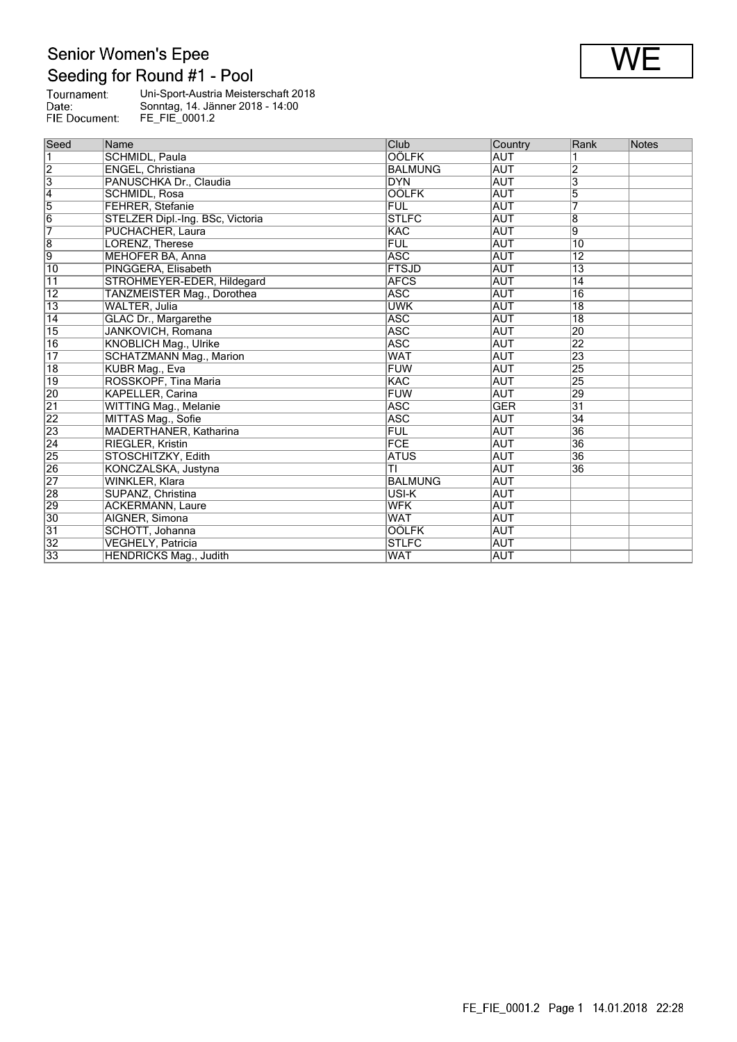# Senior Women's Epee

## Seeding for Round #1 - Pool

**WE**

Tournament: Uni-Sport-Austria Meisterschaft 2018
Date: Sonntag, 14. Jänner 2018 - 14:00
FIE Document: FE_FIE_0001.2

| Seed | Name | Club | Country | Rank | Notes |
|---|---|---|---|---|---|
| 1 | SCHMIDL, Paula | OÖLFK | AUT | 1 | |
| 2 | ENGEL, Christiana | BALMUNG | AUT | 2 | |
| 3 | PANUSCHKA Dr., Claudia | DYN | AUT | 3 | |
| 4 | SCHMIDL, Rosa | OÖLFK | AUT | 5 | |
| 5 | FEHRER, Stefanie | FUL | AUT | 7 | |
| 6 | STELZER Dipl.-Ing. BSc, Victoria | STLFC | AUT | 8 | |
| 7 | PUCHACHER, Laura | KAC | AUT | 9 | |
| 8 | LORENZ, Therese | FUL | AUT | 10 | |
| 9 | MEHOFER BA, Anna | ASC | AUT | 12 | |
| 10 | PINGGERA, Elisabeth | FTSJD | AUT | 13 | |
| 11 | STROHMEYER-EDER, Hildegard | AFCS | AUT | 14 | |
| 12 | TANZMEISTER Mag., Dorothea | ASC | AUT | 16 | |
| 13 | WALTER, Julia | UWK | AUT | 18 | |
| 14 | GLAC Dr., Margarethe | ASC | AUT | 18 | |
| 15 | JANKOVICH, Romana | ASC | AUT | 20 | |
| 16 | KNOBLICH Mag., Ulrike | ASC | AUT | 22 | |
| 17 | SCHATZMANN Mag., Marion | WAT | AUT | 23 | |
| 18 | KUBR Mag., Eva | FUW | AUT | 25 | |
| 19 | ROSSKOPF, Tina Maria | KAC | AUT | 25 | |
| 20 | KAPELLER, Carina | FUW | AUT | 29 | |
| 21 | WITTING Mag., Melanie | ASC | GER | 31 | |
| 22 | MITTAS Mag., Sofie | ASC | AUT | 34 | |
| 23 | MADERTHANER, Katharina | FUL | AUT | 36 | |
| 24 | RIEGLER, Kristin | FCE | AUT | 36 | |
| 25 | STOSCHITZKY, Edith | ATUS | AUT | 36 | |
| 26 | KONCZALSKA, Justyna | TI | AUT | 36 | |
| 27 | WINKLER, Klara | BALMUNG | AUT | | |
| 28 | SUPANZ, Christina | USI-K | AUT | | |
| 29 | ACKERMANN, Laure | WFK | AUT | | |
| 30 | AIGNER, Simona | WAT | AUT | | |
| 31 | SCHOTT, Johanna | OÖLFK | AUT | | |
| 32 | VEGHELY, Patricia | STLFC | AUT | | |
| 33 | HENDRICKS Mag., Judith | WAT | AUT | | |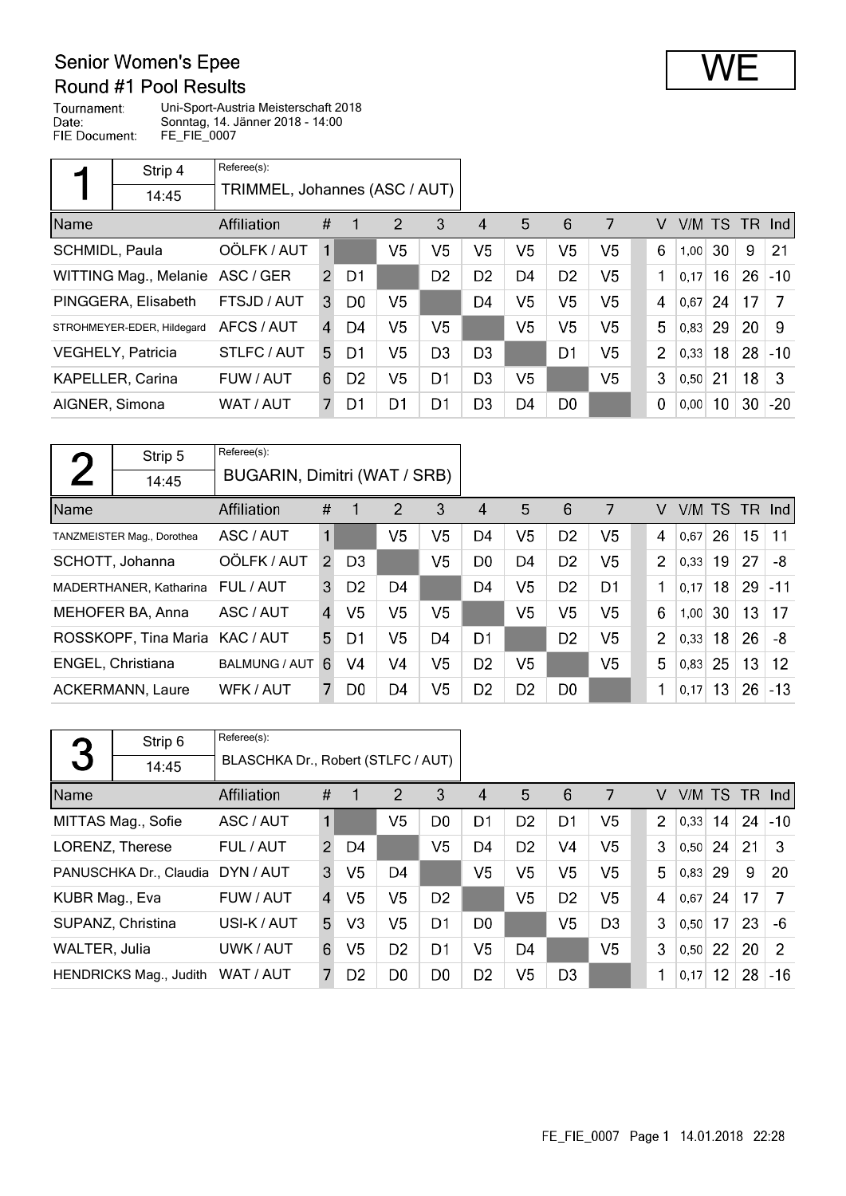# Senior Women's Epee

## Round #1 Pool Results

**WE**

Tournament: Uni-Sport-Austria Meisterschaft 2018
Date: Sonntag, 14. Jänner 2018 - 14:00
FIE Document: FE_FIE_0007

### Pool 1

Strip 4 — 14:45
Referee(s): TRIMMEL, Johannes (ASC / AUT)

| Name | Affiliation | # | 1 | 2 | 3 | 4 | 5 | 6 | 7 | V | V/M | TS | TR | Ind |
|---|---|---|---|---|---|---|---|---|---|---|---|---|---|---|
| SCHMIDL, Paula | OÖLFK / AUT | 1 | | V5 | V5 | V5 | V5 | V5 | V5 | 6 | 1,00 | 30 | 9 | 21 |
| WITTING Mag., Melanie | ASC / GER | 2 | D1 | | D2 | D2 | D4 | D2 | V5 | 1 | 0,17 | 16 | 26 | -10 |
| PINGGERA, Elisabeth | FTSJD / AUT | 3 | D0 | V5 | | D4 | V5 | V5 | V5 | 4 | 0,67 | 24 | 17 | 7 |
| STROHMEYER-EDER, Hildegard | AFCS / AUT | 4 | D4 | V5 | V5 | | V5 | V5 | V5 | 5 | 0,83 | 29 | 20 | 9 |
| VEGHELY, Patricia | STLFC / AUT | 5 | D1 | V5 | D3 | D3 | | D1 | V5 | 2 | 0,33 | 18 | 28 | -10 |
| KAPELLER, Carina | FUW / AUT | 6 | D2 | V5 | D1 | D3 | V5 | | V5 | 3 | 0,50 | 21 | 18 | 3 |
| AIGNER, Simona | WAT / AUT | 7 | D1 | D1 | D1 | D3 | D4 | D0 | | 0 | 0,00 | 10 | 30 | -20 |

### Pool 2

Strip 5 — 14:45
Referee(s): BUGARIN, Dimitri (WAT / SRB)

| Name | Affiliation | # | 1 | 2 | 3 | 4 | 5 | 6 | 7 | V | V/M | TS | TR | Ind |
|---|---|---|---|---|---|---|---|---|---|---|---|---|---|---|
| TANZMEISTER Mag., Dorothea | ASC / AUT | 1 | | V5 | V5 | D4 | V5 | D2 | V5 | 4 | 0,67 | 26 | 15 | 11 |
| SCHOTT, Johanna | OÖLFK / AUT | 2 | D3 | | V5 | D0 | D4 | D2 | V5 | 2 | 0,33 | 19 | 27 | -8 |
| MADERTHANER, Katharina | FUL / AUT | 3 | D2 | D4 | | D4 | V5 | D2 | D1 | 1 | 0,17 | 18 | 29 | -11 |
| MEHOFER BA, Anna | ASC / AUT | 4 | V5 | V5 | V5 | | V5 | V5 | V5 | 6 | 1,00 | 30 | 13 | 17 |
| ROSSKOPF, Tina Maria | KAC / AUT | 5 | D1 | V5 | D4 | D1 | | D2 | V5 | 2 | 0,33 | 18 | 26 | -8 |
| ENGEL, Christiana | BALMUNG / AUT | 6 | V4 | V4 | V5 | D2 | V5 | | V5 | 5 | 0,83 | 25 | 13 | 12 |
| ACKERMANN, Laure | WFK / AUT | 7 | D0 | D4 | V5 | D2 | D2 | D0 | | 1 | 0,17 | 13 | 26 | -13 |

### Pool 3

Strip 6 — 14:45
Referee(s): BLASCHKA Dr., Robert (STLFC / AUT)

| Name | Affiliation | # | 1 | 2 | 3 | 4 | 5 | 6 | 7 | V | V/M | TS | TR | Ind |
|---|---|---|---|---|---|---|---|---|---|---|---|---|---|---|
| MITTAS Mag., Sofie | ASC / AUT | 1 | | V5 | D0 | D1 | D2 | D1 | V5 | 2 | 0,33 | 14 | 24 | -10 |
| LORENZ, Therese | FUL / AUT | 2 | D4 | | V5 | D4 | D2 | V4 | V5 | 3 | 0,50 | 24 | 21 | 3 |
| PANUSCHKA Dr., Claudia | DYN / AUT | 3 | V5 | D4 | | V5 | V5 | V5 | V5 | 5 | 0,83 | 29 | 9 | 20 |
| KUBR Mag., Eva | FUW / AUT | 4 | V5 | V5 | D2 | | V5 | D2 | V5 | 4 | 0,67 | 24 | 17 | 7 |
| SUPANZ, Christina | USI-K / AUT | 5 | V3 | V5 | D1 | D0 | | V5 | D3 | 3 | 0,50 | 17 | 23 | -6 |
| WALTER, Julia | UWK / AUT | 6 | V5 | D2 | D1 | V5 | D4 | | V5 | 3 | 0,50 | 22 | 20 | 2 |
| HENDRICKS Mag., Judith | WAT / AUT | 7 | D2 | D0 | D0 | D2 | V5 | D3 | | 1 | 0,17 | 12 | 28 | -16 |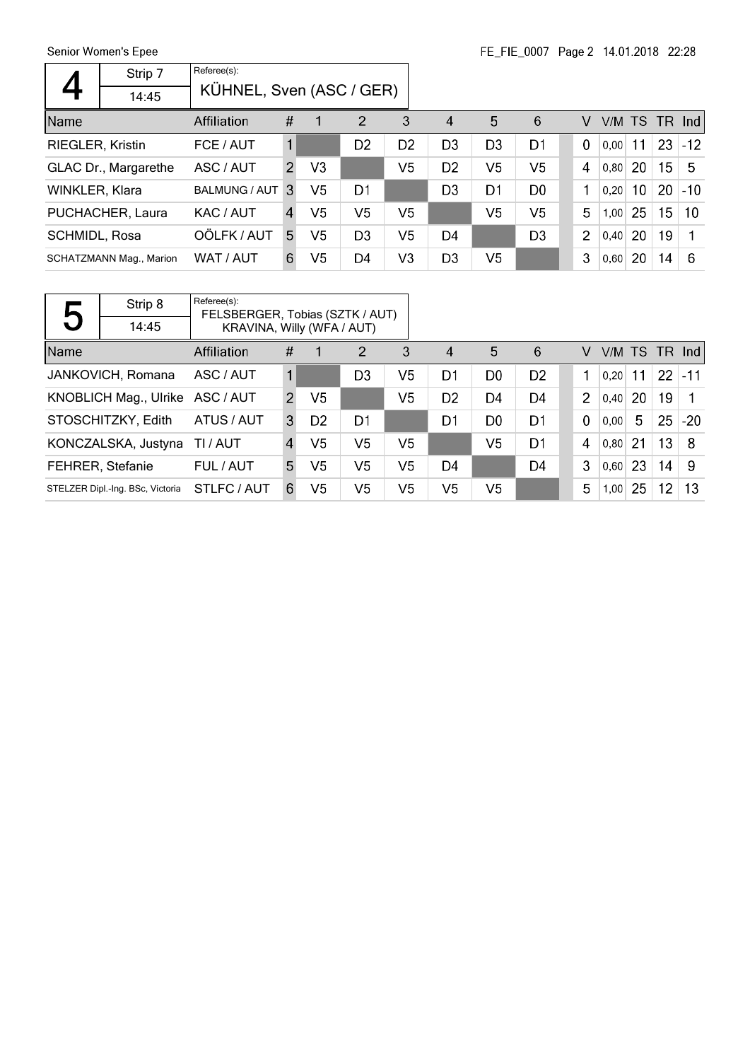## Pool 4

| 4 | Strip 7 | Referee(s): |
|---|---|---|
| | 14:45 | KÜHNEL, Sven (ASC / GER) |

| Name | Affiliation | # | 1 | 2 | 3 | 4 | 5 | 6 | V | V/M | TS | TR | Ind |
|---|---|---|---|---|---|---|---|---|---|---|---|---|---|
| RIEGLER, Kristin | FCE / AUT | 1 | | D2 | D2 | D3 | D3 | D1 | 0 | 0,00 | 11 | 23 | -12 |
| GLAC Dr., Margarethe | ASC / AUT | 2 | V3 | | V5 | D2 | V5 | V5 | 4 | 0,80 | 20 | 15 | 5 |
| WINKLER, Klara | BALMUNG / AUT | 3 | V5 | D1 | | D3 | D1 | D0 | 1 | 0,20 | 10 | 20 | -10 |
| PUCHACHER, Laura | KAC / AUT | 4 | V5 | V5 | V5 | | V5 | V5 | 5 | 1,00 | 25 | 15 | 10 |
| SCHMIDL, Rosa | OÖLFK / AUT | 5 | V5 | D3 | V5 | D4 | | D3 | 2 | 0,40 | 20 | 19 | 1 |
| SCHATZMANN Mag., Marion | WAT / AUT | 6 | V5 | D4 | V3 | D3 | V5 | | 3 | 0,60 | 20 | 14 | 6 |

## Pool 5

| 5 | Strip 8 | Referee(s): |
|---|---|---|
| | 14:45 | FELSBERGER, Tobias (SZTK / AUT)<br>KRAVINA, Willy (WFA / AUT) |

| Name | Affiliation | # | 1 | 2 | 3 | 4 | 5 | 6 | V | V/M | TS | TR | Ind |
|---|---|---|---|---|---|---|---|---|---|---|---|---|---|
| JANKOVICH, Romana | ASC / AUT | 1 | | D3 | V5 | D1 | D0 | D2 | 1 | 0,20 | 11 | 22 | -11 |
| KNOBLICH Mag., Ulrike | ASC / AUT | 2 | V5 | | V5 | D2 | D4 | D4 | 2 | 0,40 | 20 | 19 | 1 |
| STOSCHITZKY, Edith | ATUS / AUT | 3 | D2 | D1 | | D1 | D0 | D1 | 0 | 0,00 | 5 | 25 | -20 |
| KONCZALSKA, Justyna | TI / AUT | 4 | V5 | V5 | V5 | | V5 | D1 | 4 | 0,80 | 21 | 13 | 8 |
| FEHRER, Stefanie | FUL / AUT | 5 | V5 | V5 | V5 | D4 | | D4 | 3 | 0,60 | 23 | 14 | 9 |
| STELZER Dipl.-Ing. BSc, Victoria | STLFC / AUT | 6 | V5 | V5 | V5 | V5 | V5 | | 5 | 1,00 | 25 | 12 | 13 |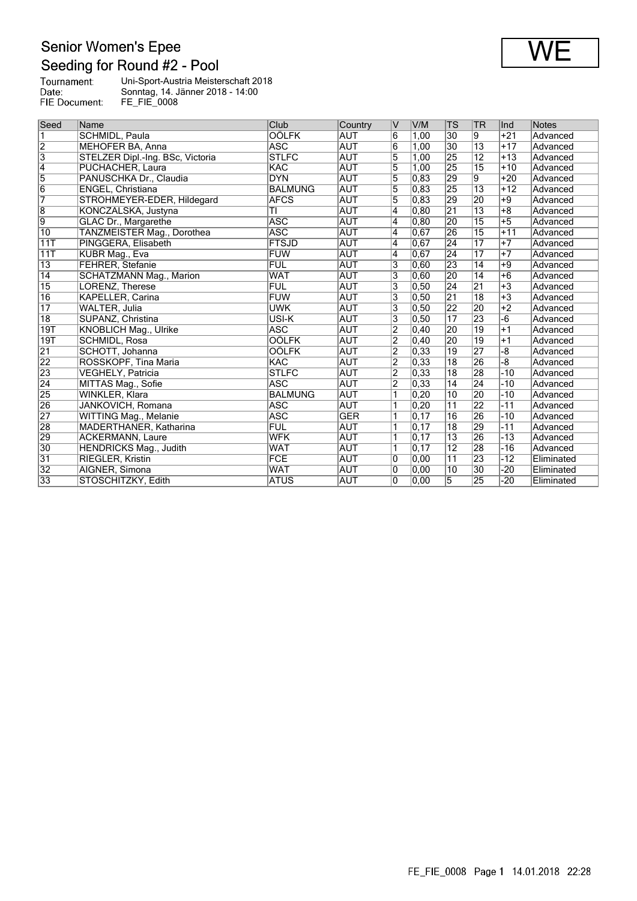# Senior Women's Epee

## Seeding for Round #2 - Pool

**WE**

Tournament: Uni-Sport-Austria Meisterschaft 2018
Date: Sonntag, 14. Jänner 2018 - 14:00
FIE Document: FE_FIE_0008

| Seed | Name | Club | Country | V | V/M | TS | TR | Ind | Notes |
|---|---|---|---|---|---|---|---|---|---|
| 1 | SCHMIDL, Paula | OÖLFK | AUT | 6 | 1,00 | 30 | 9 | +21 | Advanced |
| 2 | MEHOFER BA, Anna | ASC | AUT | 6 | 1,00 | 30 | 13 | +17 | Advanced |
| 3 | STELZER Dipl.-Ing. BSc, Victoria | STLFC | AUT | 5 | 1,00 | 25 | 12 | +13 | Advanced |
| 4 | PUCHACHER, Laura | KAC | AUT | 5 | 1,00 | 25 | 15 | +10 | Advanced |
| 5 | PANUSCHKA Dr., Claudia | DYN | AUT | 5 | 0,83 | 29 | 9 | +20 | Advanced |
| 6 | ENGEL, Christiana | BALMUNG | AUT | 5 | 0,83 | 25 | 13 | +12 | Advanced |
| 7 | STROHMEYER-EDER, Hildegard | AFCS | AUT | 5 | 0,83 | 29 | 20 | +9 | Advanced |
| 8 | KONCZALSKA, Justyna | TI | AUT | 4 | 0,80 | 21 | 13 | +8 | Advanced |
| 9 | GLAC Dr., Margarethe | ASC | AUT | 4 | 0,80 | 20 | 15 | +5 | Advanced |
| 10 | TANZMEISTER Mag., Dorothea | ASC | AUT | 4 | 0,67 | 26 | 15 | +11 | Advanced |
| 11T | PINGGERA, Elisabeth | FTSJD | AUT | 4 | 0,67 | 24 | 17 | +7 | Advanced |
| 11T | KUBR Mag., Eva | FUW | AUT | 4 | 0,67 | 24 | 17 | +7 | Advanced |
| 13 | FEHRER, Stefanie | FUL | AUT | 3 | 0,60 | 23 | 14 | +9 | Advanced |
| 14 | SCHATZMANN Mag., Marion | WAT | AUT | 3 | 0,60 | 20 | 14 | +6 | Advanced |
| 15 | LORENZ, Therese | FUL | AUT | 3 | 0,50 | 24 | 21 | +3 | Advanced |
| 16 | KAPELLER, Carina | FUW | AUT | 3 | 0,50 | 21 | 18 | +3 | Advanced |
| 17 | WALTER, Julia | UWK | AUT | 3 | 0,50 | 22 | 20 | +2 | Advanced |
| 18 | SUPANZ, Christina | USI-K | AUT | 3 | 0,50 | 17 | 23 | -6 | Advanced |
| 19T | KNOBLICH Mag., Ulrike | ASC | AUT | 2 | 0,40 | 20 | 19 | +1 | Advanced |
| 19T | SCHMIDL, Rosa | OÖLFK | AUT | 2 | 0,40 | 20 | 19 | +1 | Advanced |
| 21 | SCHOTT, Johanna | OÖLFK | AUT | 2 | 0,33 | 19 | 27 | -8 | Advanced |
| 22 | ROSSKOPF, Tina Maria | KAC | AUT | 2 | 0,33 | 18 | 26 | -8 | Advanced |
| 23 | VEGHELY, Patricia | STLFC | AUT | 2 | 0,33 | 18 | 28 | -10 | Advanced |
| 24 | MITTAS Mag., Sofie | ASC | AUT | 2 | 0,33 | 14 | 24 | -10 | Advanced |
| 25 | WINKLER, Klara | BALMUNG | AUT | 1 | 0,20 | 10 | 20 | -10 | Advanced |
| 26 | JANKOVICH, Romana | ASC | AUT | 1 | 0,20 | 11 | 22 | -11 | Advanced |
| 27 | WITTING Mag., Melanie | ASC | GER | 1 | 0,17 | 16 | 26 | -10 | Advanced |
| 28 | MADERTHANER, Katharina | FUL | AUT | 1 | 0,17 | 18 | 29 | -11 | Advanced |
| 29 | ACKERMANN, Laure | WFK | AUT | 1 | 0,17 | 13 | 26 | -13 | Advanced |
| 30 | HENDRICKS Mag., Judith | WAT | AUT | 1 | 0,17 | 12 | 28 | -16 | Advanced |
| 31 | RIEGLER, Kristin | FCE | AUT | 0 | 0,00 | 11 | 23 | -12 | Eliminated |
| 32 | AIGNER, Simona | WAT | AUT | 0 | 0,00 | 10 | 30 | -20 | Eliminated |
| 33 | STOSCHITZKY, Edith | ATUS | AUT | 0 | 0,00 | 5 | 25 | -20 | Eliminated |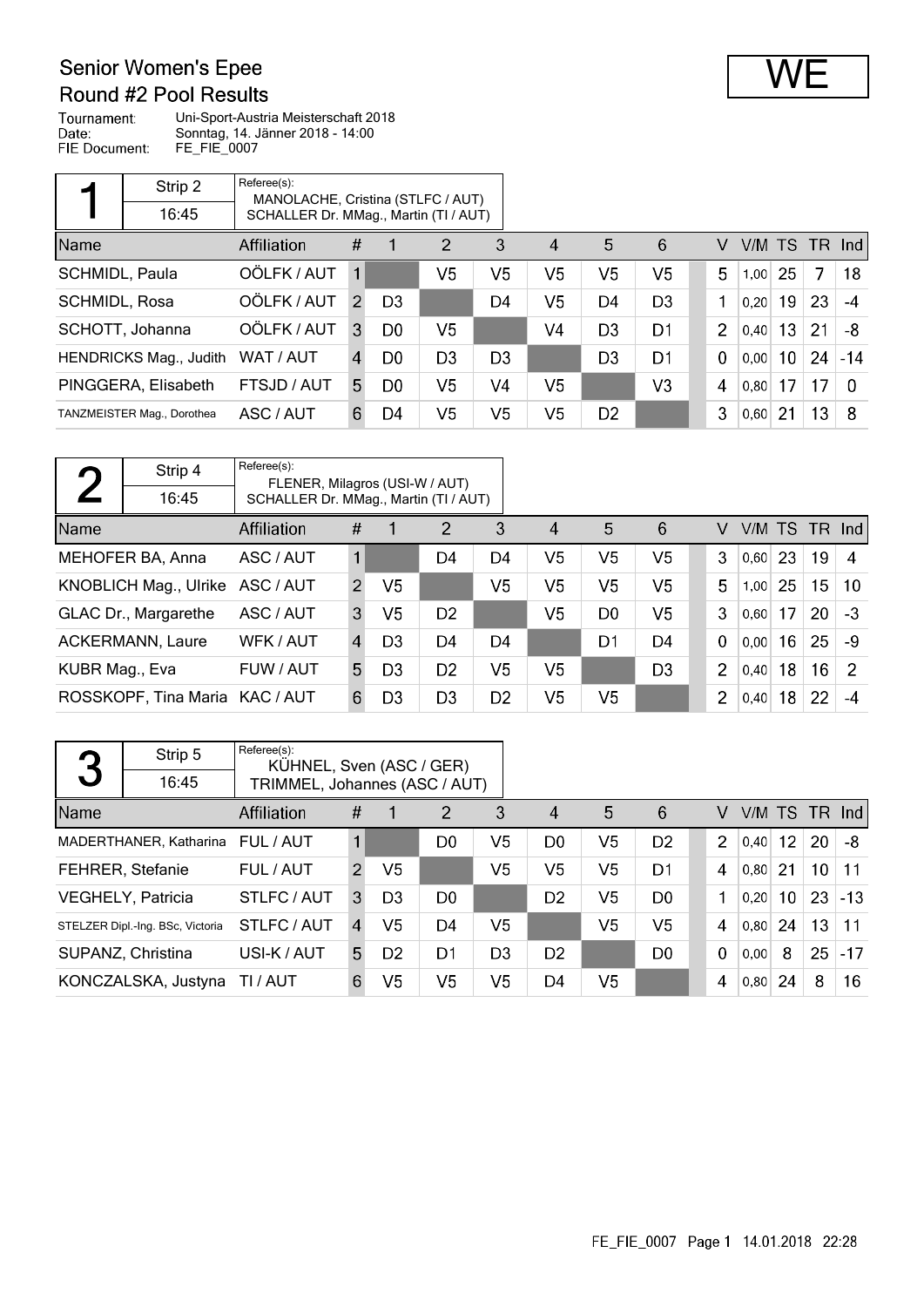# Senior Women's Epee

## Round #2 Pool Results

**WE**

Tournament: Uni-Sport-Austria Meisterschaft 2018
Date: Sonntag, 14. Jänner 2018 - 14:00
FIE Document: FE_FIE_0007

### Pool 1

Strip 2 — 16:45

Referee(s):
MANOLACHE, Cristina (STLFC / AUT)
SCHALLER Dr. MMag., Martin (TI / AUT)

| Name | Affiliation | # | 1 | 2 | 3 | 4 | 5 | 6 | V | V/M | TS | TR | Ind |
|---|---|---|---|---|---|---|---|---|---|---|---|---|---|
| SCHMIDL, Paula | OÖLFK / AUT | 1 | | V5 | V5 | V5 | V5 | V5 | 5 | 1,00 | 25 | 7 | 18 |
| SCHMIDL, Rosa | OÖLFK / AUT | 2 | D3 | | D4 | V5 | D4 | D3 | 1 | 0,20 | 19 | 23 | -4 |
| SCHOTT, Johanna | OÖLFK / AUT | 3 | D0 | V5 | | V4 | D3 | D1 | 2 | 0,40 | 13 | 21 | -8 |
| HENDRICKS Mag., Judith | WAT / AUT | 4 | D0 | D3 | D3 | | D3 | D1 | 0 | 0,00 | 10 | 24 | -14 |
| PINGGERA, Elisabeth | FTSJD / AUT | 5 | D0 | V5 | V4 | V5 | | V3 | 4 | 0,80 | 17 | 17 | 0 |
| TANZMEISTER Mag., Dorothea | ASC / AUT | 6 | D4 | V5 | V5 | V5 | D2 | | 3 | 0,60 | 21 | 13 | 8 |

### Pool 2

Strip 4 — 16:45

Referee(s):
FLENER, Milagros (USI-W / AUT)
SCHALLER Dr. MMag., Martin (TI / AUT)

| Name | Affiliation | # | 1 | 2 | 3 | 4 | 5 | 6 | V | V/M | TS | TR | Ind |
|---|---|---|---|---|---|---|---|---|---|---|---|---|---|
| MEHOFER BA, Anna | ASC / AUT | 1 | | D4 | D4 | V5 | V5 | V5 | 3 | 0,60 | 23 | 19 | 4 |
| KNOBLICH Mag., Ulrike | ASC / AUT | 2 | V5 | | V5 | V5 | V5 | V5 | 5 | 1,00 | 25 | 15 | 10 |
| GLAC Dr., Margarethe | ASC / AUT | 3 | V5 | D2 | | V5 | D0 | V5 | 3 | 0,60 | 17 | 20 | -3 |
| ACKERMANN, Laure | WFK / AUT | 4 | D3 | D4 | D4 | | D1 | D4 | 0 | 0,00 | 16 | 25 | -9 |
| KUBR Mag., Eva | FUW / AUT | 5 | D3 | D2 | V5 | V5 | | D3 | 2 | 0,40 | 18 | 16 | 2 |
| ROSSKOPF, Tina Maria | KAC / AUT | 6 | D3 | D3 | D2 | V5 | V5 | | 2 | 0,40 | 18 | 22 | -4 |

### Pool 3

Strip 5 — 16:45

Referee(s):
KÜHNEL, Sven (ASC / GER)
TRIMMEL, Johannes (ASC / AUT)

| Name | Affiliation | # | 1 | 2 | 3 | 4 | 5 | 6 | V | V/M | TS | TR | Ind |
|---|---|---|---|---|---|---|---|---|---|---|---|---|---|
| MADERTHANER, Katharina | FUL / AUT | 1 | | D0 | V5 | D0 | V5 | D2 | 2 | 0,40 | 12 | 20 | -8 |
| FEHRER, Stefanie | FUL / AUT | 2 | V5 | | V5 | V5 | V5 | D1 | 4 | 0,80 | 21 | 10 | 11 |
| VEGHELY, Patricia | STLFC / AUT | 3 | D3 | D0 | | D2 | V5 | D0 | 1 | 0,20 | 10 | 23 | -13 |
| STELZER Dipl.-Ing. BSc, Victoria | STLFC / AUT | 4 | V5 | D4 | V5 | | V5 | V5 | 4 | 0,80 | 24 | 13 | 11 |
| SUPANZ, Christina | USI-K / AUT | 5 | D2 | D1 | D3 | D2 | | D0 | 0 | 0,00 | 8 | 25 | -17 |
| KONCZALSKA, Justyna | TI / AUT | 6 | V5 | V5 | V5 | D4 | V5 | | 4 | 0,80 | 24 | 8 | 16 |

FE_FIE_0007 Page 1 14.01.2018 22:28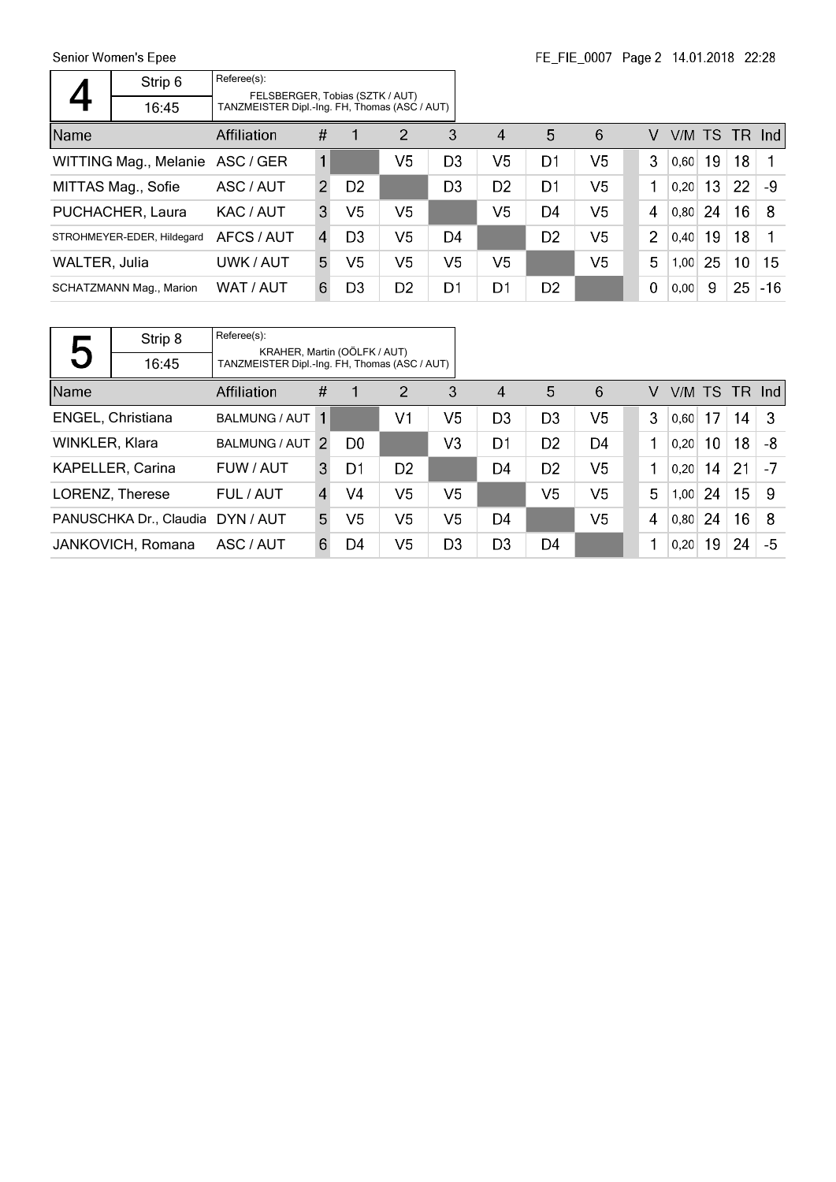Senior Women's Epee

## Pool 4

| 4 | Strip 6 | Referee(s): |
|---|---|---|
| | 16:45 | FELSBERGER, Tobias (SZTK / AUT)<br>TANZMEISTER Dipl.-Ing. FH, Thomas (ASC / AUT) |

| Name | Affiliation | # | 1 | 2 | 3 | 4 | 5 | 6 | V | V/M | TS | TR | Ind |
|---|---|---|---|---|---|---|---|---|---|---|---|---|---|
| WITTING Mag., Melanie | ASC / GER | 1 | | V5 | D3 | V5 | D1 | V5 | 3 | 0,60 | 19 | 18 | 1 |
| MITTAS Mag., Sofie | ASC / AUT | 2 | D2 | | D3 | D2 | D1 | V5 | 1 | 0,20 | 13 | 22 | -9 |
| PUCHACHER, Laura | KAC / AUT | 3 | V5 | V5 | | V5 | D4 | V5 | 4 | 0,80 | 24 | 16 | 8 |
| STROHMEYER-EDER, Hildegard | AFCS / AUT | 4 | D3 | V5 | D4 | | D2 | V5 | 2 | 0,40 | 19 | 18 | 1 |
| WALTER, Julia | UWK / AUT | 5 | V5 | V5 | V5 | V5 | | V5 | 5 | 1,00 | 25 | 10 | 15 |
| SCHATZMANN Mag., Marion | WAT / AUT | 6 | D3 | D2 | D1 | D1 | D2 | | 0 | 0,00 | 9 | 25 | -16 |

## Pool 5

| 5 | Strip 8 | Referee(s): |
|---|---|---|
| | 16:45 | KRAHER, Martin (OÖLFK / AUT)<br>TANZMEISTER Dipl.-Ing. FH, Thomas (ASC / AUT) |

| Name | Affiliation | # | 1 | 2 | 3 | 4 | 5 | 6 | V | V/M | TS | TR | Ind |
|---|---|---|---|---|---|---|---|---|---|---|---|---|---|
| ENGEL, Christiana | BALMUNG / AUT | 1 | | V1 | V5 | D3 | D3 | V5 | 3 | 0,60 | 17 | 14 | 3 |
| WINKLER, Klara | BALMUNG / AUT | 2 | D0 | | V3 | D1 | D2 | D4 | 1 | 0,20 | 10 | 18 | -8 |
| KAPELLER, Carina | FUW / AUT | 3 | D1 | D2 | | D4 | D2 | V5 | 1 | 0,20 | 14 | 21 | -7 |
| LORENZ, Therese | FUL / AUT | 4 | V4 | V5 | V5 | | V5 | V5 | 5 | 1,00 | 24 | 15 | 9 |
| PANUSCHKA Dr., Claudia | DYN / AUT | 5 | V5 | V5 | V5 | D4 | | V5 | 4 | 0,80 | 24 | 16 | 8 |
| JANKOVICH, Romana | ASC / AUT | 6 | D4 | V5 | D3 | D3 | D4 | | 1 | 0,20 | 19 | 24 | -5 |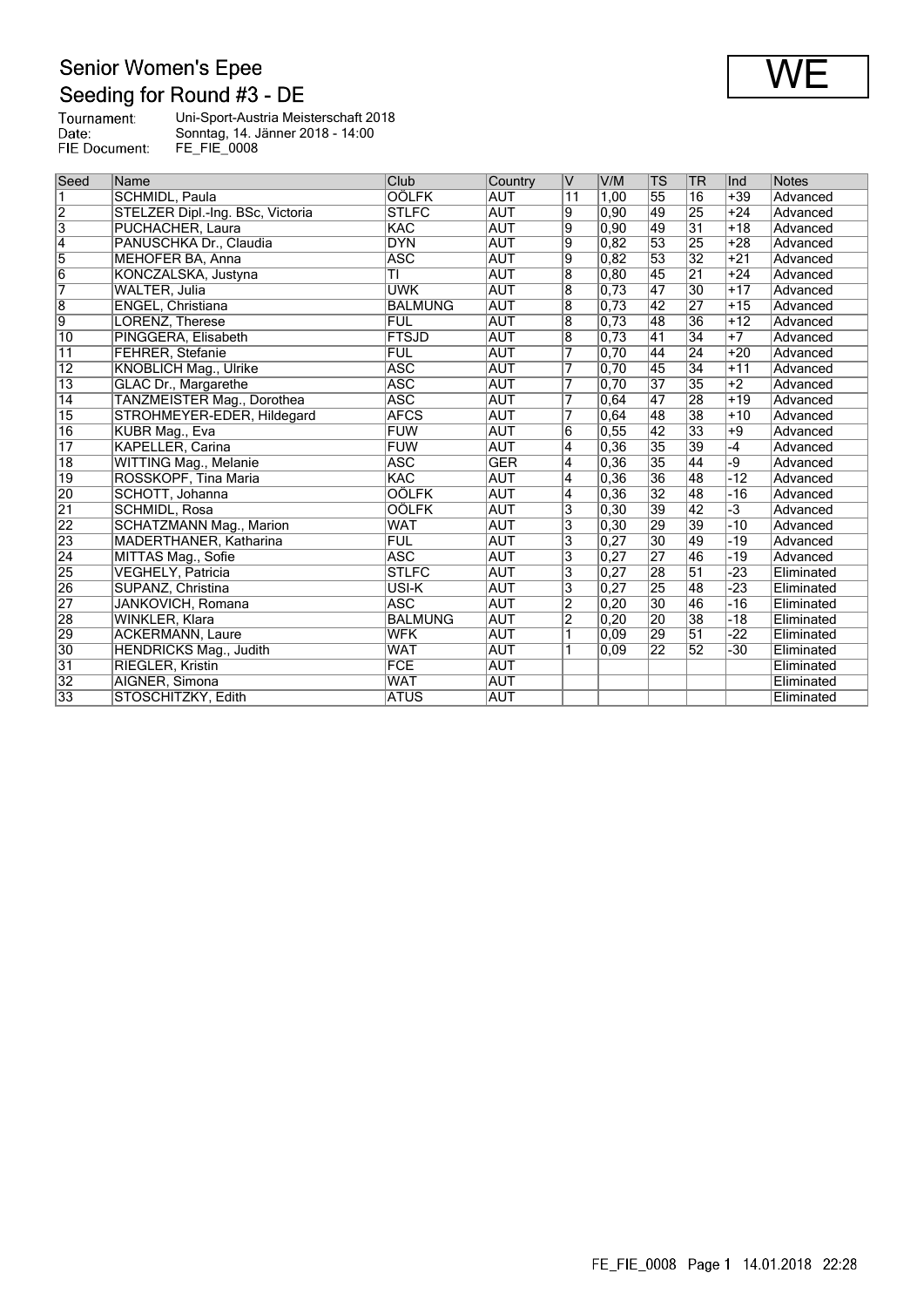# Senior Women's Epee

## Seeding for Round #3 - DE

**WE**

Tournament: Uni-Sport-Austria Meisterschaft 2018
Date: Sonntag, 14. Jänner 2018 - 14:00
FIE Document: FE_FIE_0008

| Seed | Name | Club | Country | V | V/M | TS | TR | Ind | Notes |
|---|---|---|---|---|---|---|---|---|---|
| 1 | SCHMIDL, Paula | OÖLFK | AUT | 11 | 1,00 | 55 | 16 | +39 | Advanced |
| 2 | STELZER Dipl.-Ing. BSc, Victoria | STLFC | AUT | 9 | 0,90 | 49 | 25 | +24 | Advanced |
| 3 | PUCHACHER, Laura | KAC | AUT | 9 | 0,90 | 49 | 31 | +18 | Advanced |
| 4 | PANUSCHKA Dr., Claudia | DYN | AUT | 9 | 0,82 | 53 | 25 | +28 | Advanced |
| 5 | MEHOFER BA, Anna | ASC | AUT | 9 | 0,82 | 53 | 32 | +21 | Advanced |
| 6 | KONCZALSKA, Justyna | TI | AUT | 8 | 0,80 | 45 | 21 | +24 | Advanced |
| 7 | WALTER, Julia | UWK | AUT | 8 | 0,73 | 47 | 30 | +17 | Advanced |
| 8 | ENGEL, Christiana | BALMUNG | AUT | 8 | 0,73 | 42 | 27 | +15 | Advanced |
| 9 | LORENZ, Therese | FUL | AUT | 8 | 0,73 | 48 | 36 | +12 | Advanced |
| 10 | PINGGERA, Elisabeth | FTSJD | AUT | 8 | 0,73 | 41 | 34 | +7 | Advanced |
| 11 | FEHRER, Stefanie | FUL | AUT | 7 | 0,70 | 44 | 24 | +20 | Advanced |
| 12 | KNOBLICH Mag., Ulrike | ASC | AUT | 7 | 0,70 | 45 | 34 | +11 | Advanced |
| 13 | GLAC Dr., Margarethe | ASC | AUT | 7 | 0,70 | 37 | 35 | +2 | Advanced |
| 14 | TANZMEISTER Mag., Dorothea | ASC | AUT | 7 | 0,64 | 47 | 28 | +19 | Advanced |
| 15 | STROHMEYER-EDER, Hildegard | AFCS | AUT | 7 | 0,64 | 48 | 38 | +10 | Advanced |
| 16 | KUBR Mag., Eva | FUW | AUT | 6 | 0,55 | 42 | 33 | +9 | Advanced |
| 17 | KAPELLER, Carina | FUW | AUT | 4 | 0,36 | 35 | 39 | -4 | Advanced |
| 18 | WITTING Mag., Melanie | ASC | GER | 4 | 0,36 | 35 | 44 | -9 | Advanced |
| 19 | ROSSKOPF, Tina Maria | KAC | AUT | 4 | 0,36 | 36 | 48 | -12 | Advanced |
| 20 | SCHOTT, Johanna | OÖLFK | AUT | 4 | 0,36 | 32 | 48 | -16 | Advanced |
| 21 | SCHMIDL, Rosa | OÖLFK | AUT | 3 | 0,30 | 39 | 42 | -3 | Advanced |
| 22 | SCHATZMANN Mag., Marion | WAT | AUT | 3 | 0,30 | 29 | 39 | -10 | Advanced |
| 23 | MADERTHANER, Katharina | FUL | AUT | 3 | 0,27 | 30 | 49 | -19 | Advanced |
| 24 | MITTAS Mag., Sofie | ASC | AUT | 3 | 0,27 | 27 | 46 | -19 | Advanced |
| 25 | VEGHELY, Patricia | STLFC | AUT | 3 | 0,27 | 28 | 51 | -23 | Eliminated |
| 26 | SUPANZ, Christina | USI-K | AUT | 3 | 0,27 | 25 | 48 | -23 | Eliminated |
| 27 | JANKOVICH, Romana | ASC | AUT | 2 | 0,20 | 30 | 46 | -16 | Eliminated |
| 28 | WINKLER, Klara | BALMUNG | AUT | 2 | 0,20 | 20 | 38 | -18 | Eliminated |
| 29 | ACKERMANN, Laure | WFK | AUT | 1 | 0,09 | 29 | 51 | -22 | Eliminated |
| 30 | HENDRICKS Mag., Judith | WAT | AUT | 1 | 0,09 | 22 | 52 | -30 | Eliminated |
| 31 | RIEGLER, Kristin | FCE | AUT | | | | | | Eliminated |
| 32 | AIGNER, Simona | WAT | AUT | | | | | | Eliminated |
| 33 | STOSCHITZKY, Edith | ATUS | AUT | | | | | | Eliminated |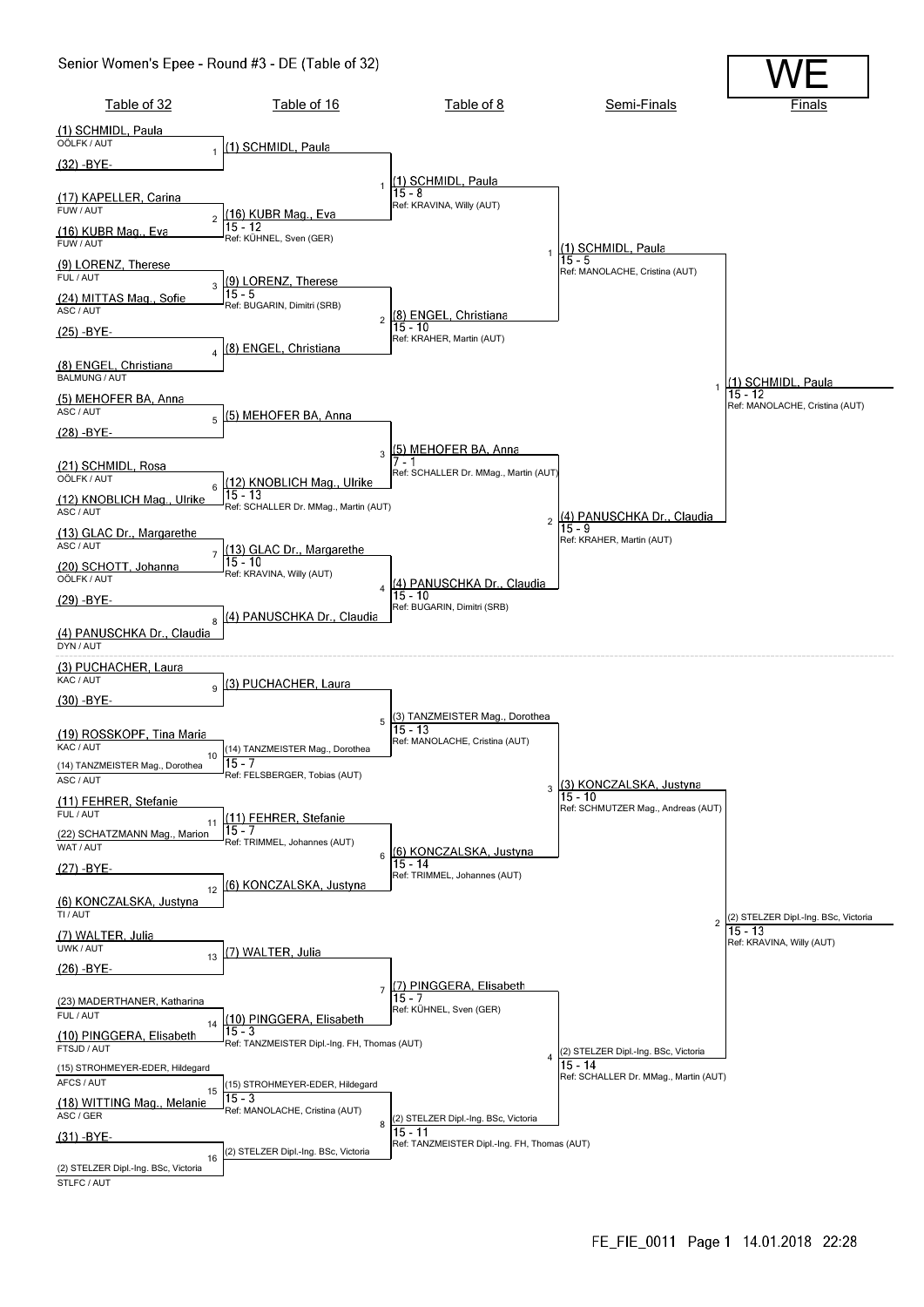# Senior Women's Epee - Round #3 - DE (Table of 32)

**WE**

## Table of 32

| Bout | Fencer | Club |
|---|---|---|
| 1 | (1) SCHMIDL, Paula | OÖLFK / AUT |
| 1 | (32) -BYE- | |
| 2 | (17) KAPELLER, Carina | FUW / AUT |
| 2 | (16) KUBR Mag., Eva | FUW / AUT |
| 3 | (9) LORENZ, Therese | FUL / AUT |
| 3 | (24) MITTAS Mag., Sofie | ASC / AUT |
| 4 | (25) -BYE- | |
| 4 | (8) ENGEL, Christiana | BALMUNG / AUT |
| 5 | (5) MEHOFER BA, Anna | ASC / AUT |
| 5 | (28) -BYE- | |
| 6 | (21) SCHMIDL, Rosa | OÖLFK / AUT |
| 6 | (12) KNOBLICH Mag., Ulrike | ASC / AUT |
| 7 | (13) GLAC Dr., Margarethe | ASC / AUT |
| 7 | (20) SCHOTT, Johanna | OÖLFK / AUT |
| 8 | (29) -BYE- | |
| 8 | (4) PANUSCHKA Dr., Claudia | DYN / AUT |
| 9 | (3) PUCHACHER, Laura | KAC / AUT |
| 9 | (30) -BYE- | |
| 10 | (19) ROSSKOPF, Tina Maria | KAC / AUT |
| 10 | (14) TANZMEISTER Mag., Dorothea | ASC / AUT |
| 11 | (11) FEHRER, Stefanie | FUL / AUT |
| 11 | (22) SCHATZMANN Mag., Marion | WAT / AUT |
| 12 | (27) -BYE- | |
| 12 | (6) KONCZALSKA, Justyna | TI / AUT |
| 13 | (7) WALTER, Julia | UWK / AUT |
| 13 | (26) -BYE- | |
| 14 | (23) MADERTHANER, Katharina | FUL / AUT |
| 14 | (10) PINGGERA, Elisabeth | FTSJD / AUT |
| 15 | (15) STROHMEYER-EDER, Hildegard | AFCS / AUT |
| 15 | (18) WITTING Mag., Melanie | ASC / GER |
| 16 | (31) -BYE- | |
| 16 | (2) STELZER Dipl.-Ing. BSc, Victoria | STLFC / AUT |

## Table of 16

| Bout | Winner | Score | Referee |
|---|---|---|---|
| 1 | (1) SCHMIDL, Paula | | |
| 2 | (16) KUBR Mag., Eva | 15 - 12 | KÜHNEL, Sven (GER) |
| 3 | (9) LORENZ, Therese | 15 - 5 | BUGARIN, Dimitri (SRB) |
| 4 | (8) ENGEL, Christiana | | |
| 5 | (5) MEHOFER BA, Anna | | |
| 6 | (12) KNOBLICH Mag., Ulrike | 15 - 13 | SCHALLER Dr. MMag., Martin (AUT) |
| 7 | (13) GLAC Dr., Margarethe | 15 - 10 | KRAVINA, Willy (AUT) |
| 8 | (4) PANUSCHKA Dr., Claudia | | |
| 9 | (3) PUCHACHER, Laura | | |
| 10 | (14) TANZMEISTER Mag., Dorothea | 15 - 7 | FELSBERGER, Tobias (AUT) |
| 11 | (11) FEHRER, Stefanie | 15 - 7 | TRIMMEL, Johannes (AUT) |
| 12 | (6) KONCZALSKA, Justyna | | |
| 13 | (7) WALTER, Julia | | |
| 14 | (10) PINGGERA, Elisabeth | 15 - 3 | TANZMEISTER Dipl.-Ing. FH, Thomas (AUT) |
| 15 | (15) STROHMEYER-EDER, Hildegard | 15 - 3 | MANOLACHE, Cristina (AUT) |
| 16 | (2) STELZER Dipl.-Ing. BSc, Victoria | | |

## Table of 8

| Bout | Winner | Score | Referee |
|---|---|---|---|
| 1 | (1) SCHMIDL, Paula | 15 - 8 | KRAVINA, Willy (AUT) |
| 2 | (8) ENGEL, Christiana | 15 - 10 | KRAHER, Martin (AUT) |
| 3 | (5) MEHOFER BA, Anna | 7 - 1 | SCHALLER Dr. MMag., Martin (AUT) |
| 4 | (4) PANUSCHKA Dr., Claudia | 15 - 10 | BUGARIN, Dimitri (SRB) |
| 5 | (3) TANZMEISTER Mag., Dorothea | 15 - 13 | MANOLACHE, Cristina (AUT) |
| 6 | (6) KONCZALSKA, Justyna | 15 - 14 | TRIMMEL, Johannes (AUT) |
| 7 | (7) PINGGERA, Elisabeth | 15 - 7 | KÜHNEL, Sven (GER) |
| 8 | (2) STELZER Dipl.-Ing. BSc, Victoria | 15 - 11 | TANZMEISTER Dipl.-Ing. FH, Thomas (AUT) |

## Semi-Finals

| Bout | Winner | Score | Referee |
|---|---|---|---|
| 1 | (1) SCHMIDL, Paula | 15 - 5 | MANOLACHE, Cristina (AUT) |
| 2 | (4) PANUSCHKA Dr., Claudia | 15 - 9 | KRAHER, Martin (AUT) |
| 3 | (3) KONCZALSKA, Justyna | 15 - 10 | SCHMUTZER Mag., Andreas (AUT) |
| 4 | (2) STELZER Dipl.-Ing. BSc, Victoria | 15 - 14 | SCHALLER Dr. MMag., Martin (AUT) |

## Finals

| Bout | Winner | Score | Referee |
|---|---|---|---|
| 1 | (1) SCHMIDL, Paula | 15 - 12 | MANOLACHE, Cristina (AUT) |
| 2 | (2) STELZER Dipl.-Ing. BSc, Victoria | 15 - 13 | KRAVINA, Willy (AUT) |

FE_FIE_0011 Page 1 14.01.2018 22:28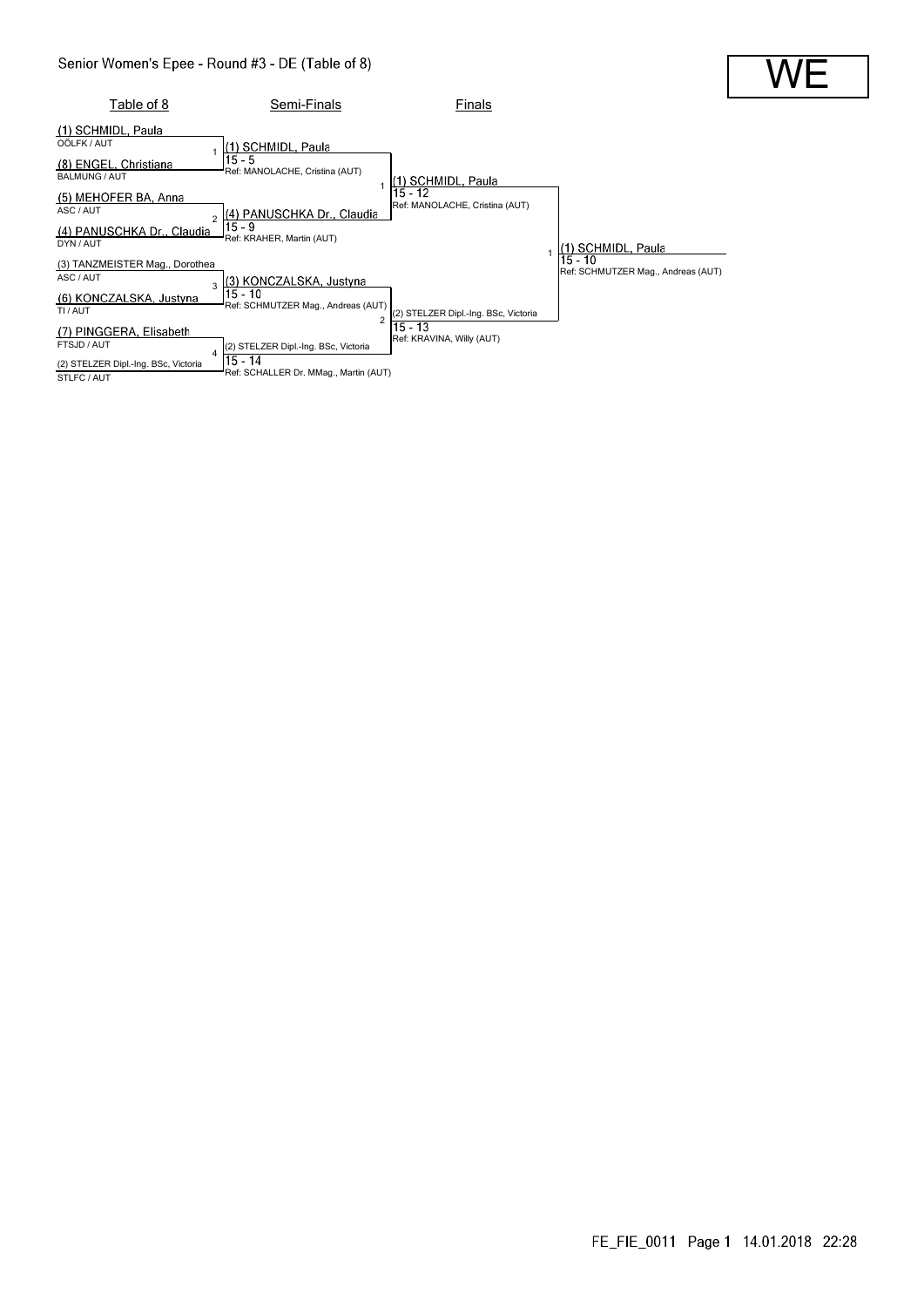# Senior Women's Epee - Round #3 - DE (Table of 8)

**WE**

| Table of 8 | Semi-Finals | Finals | Winner |
|---|---|---|---|
| (1) SCHMIDL, Paula — OÖLFK / AUT | | | |
| | (1) SCHMIDL, Paula — 15 - 5 — Ref: MANOLACHE, Cristina (AUT) | | |
| (8) ENGEL, Christiana — BALMUNG / AUT | | | |
| | | (1) SCHMIDL, Paula — 15 - 12 — Ref: MANOLACHE, Cristina (AUT) | |
| (5) MEHOFER BA, Anna — ASC / AUT | | | |
| | (4) PANUSCHKA Dr., Claudia — 15 - 9 — Ref: KRAHER, Martin (AUT) | | |
| (4) PANUSCHKA Dr., Claudia — DYN / AUT | | | |
| | | | (1) SCHMIDL, Paula — 15 - 10 — Ref: SCHMUTZER Mag., Andreas (AUT) |
| (3) TANZMEISTER Mag., Dorothea — ASC / AUT | | | |
| | (3) KONCZALSKA, Justyna — 15 - 10 — Ref: SCHMUTZER Mag., Andreas (AUT) | | |
| (6) KONCZALSKA, Justyna — TI / AUT | | | |
| | | (2) STELZER Dipl.-Ing. BSc, Victoria — 15 - 13 — Ref: KRAVINA, Willy (AUT) | |
| (7) PINGGERA, Elisabeth — FTSJD / AUT | | | |
| | (2) STELZER Dipl.-Ing. BSc, Victoria — 15 - 14 — Ref: SCHALLER Dr. MMag., Martin (AUT) | | |
| (2) STELZER Dipl.-Ing. BSc, Victoria — STLFC / AUT | | | |

FE_FIE_0011 Page 1 14.01.2018 22:28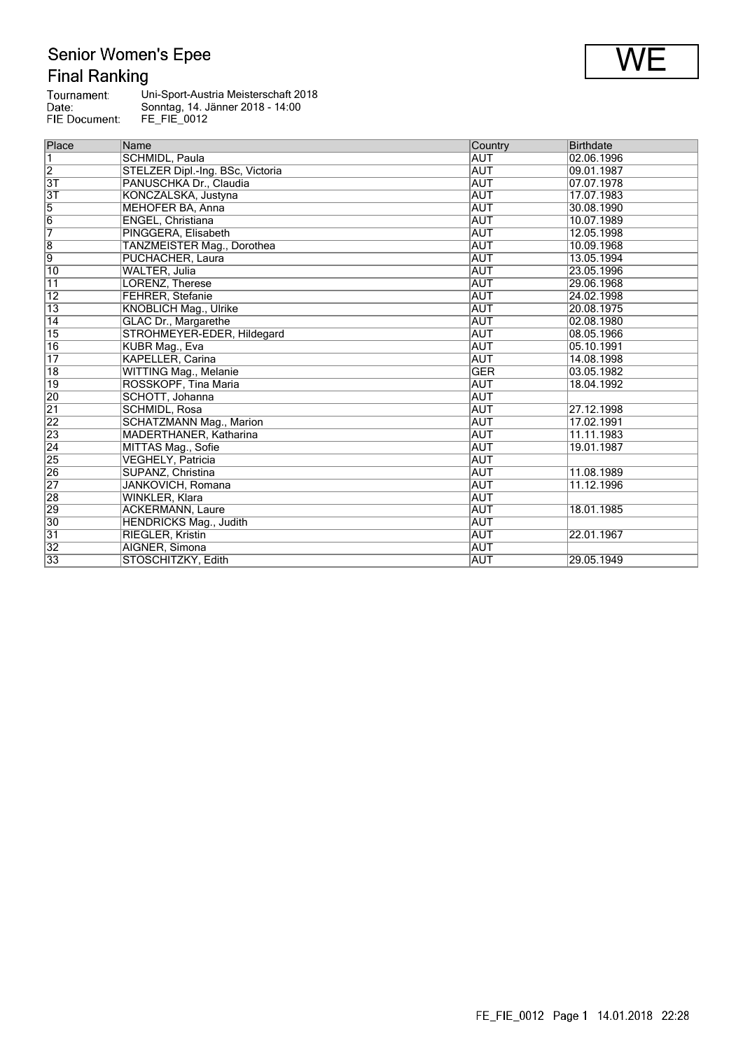# Senior Women's Epee

## Final Ranking

**WE**

Tournament: Uni-Sport-Austria Meisterschaft 2018
Date: Sonntag, 14. Jänner 2018 - 14:00
FIE Document: FE_FIE_0012

| Place | Name | Country | Birthdate |
|---|---|---|---|
| 1 | SCHMIDL, Paula | AUT | 02.06.1996 |
| 2 | STELZER Dipl.-Ing. BSc, Victoria | AUT | 09.01.1987 |
| 3T | PANUSCHKA Dr., Claudia | AUT | 07.07.1978 |
| 3T | KONCZALSKA, Justyna | AUT | 17.07.1983 |
| 5 | MEHOFER BA, Anna | AUT | 30.08.1990 |
| 6 | ENGEL, Christiana | AUT | 10.07.1989 |
| 7 | PINGGERA, Elisabeth | AUT | 12.05.1998 |
| 8 | TANZMEISTER Mag., Dorothea | AUT | 10.09.1968 |
| 9 | PUCHACHER, Laura | AUT | 13.05.1994 |
| 10 | WALTER, Julia | AUT | 23.05.1996 |
| 11 | LORENZ, Therese | AUT | 29.06.1968 |
| 12 | FEHRER, Stefanie | AUT | 24.02.1998 |
| 13 | KNOBLICH Mag., Ulrike | AUT | 20.08.1975 |
| 14 | GLAC Dr., Margarethe | AUT | 02.08.1980 |
| 15 | STROHMEYER-EDER, Hildegard | AUT | 08.05.1966 |
| 16 | KUBR Mag., Eva | AUT | 05.10.1991 |
| 17 | KAPELLER, Carina | AUT | 14.08.1998 |
| 18 | WITTING Mag., Melanie | GER | 03.05.1982 |
| 19 | ROSSKOPF, Tina Maria | AUT | 18.04.1992 |
| 20 | SCHOTT, Johanna | AUT | |
| 21 | SCHMIDL, Rosa | AUT | 27.12.1998 |
| 22 | SCHATZMANN Mag., Marion | AUT | 17.02.1991 |
| 23 | MADERTHANER, Katharina | AUT | 11.11.1983 |
| 24 | MITTAS Mag., Sofie | AUT | 19.01.1987 |
| 25 | VEGHELY, Patricia | AUT | |
| 26 | SUPANZ, Christina | AUT | 11.08.1989 |
| 27 | JANKOVICH, Romana | AUT | 11.12.1996 |
| 28 | WINKLER, Klara | AUT | |
| 29 | ACKERMANN, Laure | AUT | 18.01.1985 |
| 30 | HENDRICKS Mag., Judith | AUT | |
| 31 | RIEGLER, Kristin | AUT | 22.01.1967 |
| 32 | AIGNER, Simona | AUT | |
| 33 | STOSCHITZKY, Edith | AUT | 29.05.1949 |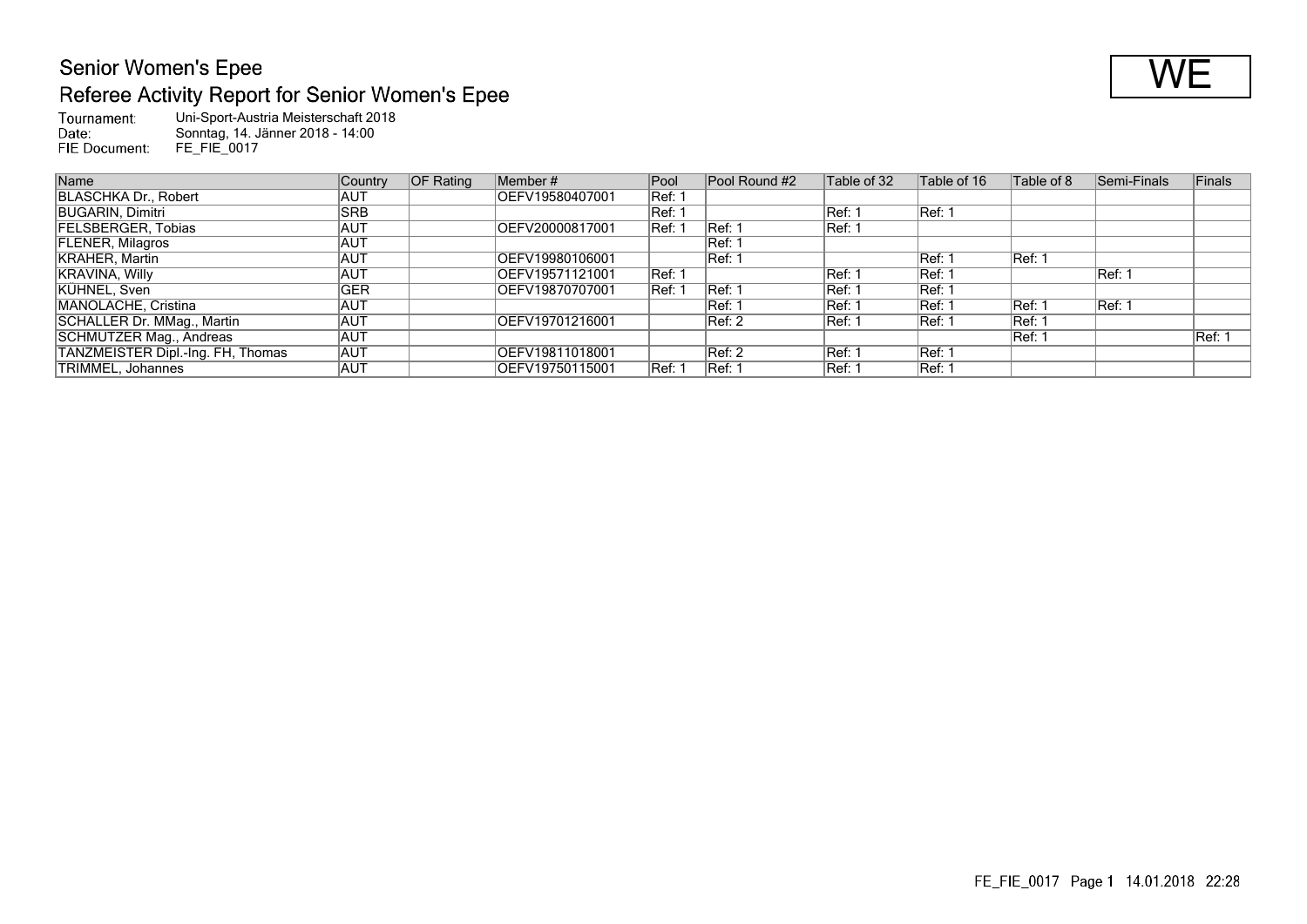# Senior Women's Epee

## Referee Activity Report for Senior Women's Epee

WE

Tournament: Uni-Sport-Austria Meisterschaft 2018
Date: Sonntag, 14. Jänner 2018 - 14:00
FIE Document: FE_FIE_0017

| Name | Country | OF Rating | Member # | Pool | Pool Round #2 | Table of 32 | Table of 16 | Table of 8 | Semi-Finals | Finals |
|---|---|---|---|---|---|---|---|---|---|---|
| BLASCHKA Dr., Robert | AUT | | OEFV19580407001 | Ref: 1 | | | | | | |
| BUGARIN, Dimitri | SRB | | | Ref: 1 | | Ref: 1 | Ref: 1 | | | |
| FELSBERGER, Tobias | AUT | | OEFV20000817001 | Ref: 1 | Ref: 1 | Ref: 1 | | | | |
| FLENER, Milagros | AUT | | | | Ref: 1 | | | | | |
| KRAHER, Martin | AUT | | OEFV19980106001 | | Ref: 1 | | Ref: 1 | Ref: 1 | | |
| KRAVINA, Willy | AUT | | OEFV19571121001 | Ref: 1 | | Ref: 1 | Ref: 1 | | Ref: 1 | |
| KÜHNEL, Sven | GER | | OEFV19870707001 | Ref: 1 | Ref: 1 | Ref: 1 | Ref: 1 | | | |
| MANOLACHE, Cristina | AUT | | | | Ref: 1 | Ref: 1 | Ref: 1 | Ref: 1 | Ref: 1 | |
| SCHALLER Dr. MMag., Martin | AUT | | OEFV19701216001 | | Ref: 2 | Ref: 1 | Ref: 1 | Ref: 1 | | |
| SCHMUTZER Mag., Andreas | AUT | | | | | | | Ref: 1 | | Ref: 1 |
| TANZMEISTER Dipl.-Ing. FH, Thomas | AUT | | OEFV19811018001 | | Ref: 2 | Ref: 1 | Ref: 1 | | | |
| TRIMMEL, Johannes | AUT | | OEFV19750115001 | Ref: 1 | Ref: 1 | Ref: 1 | Ref: 1 | | | |